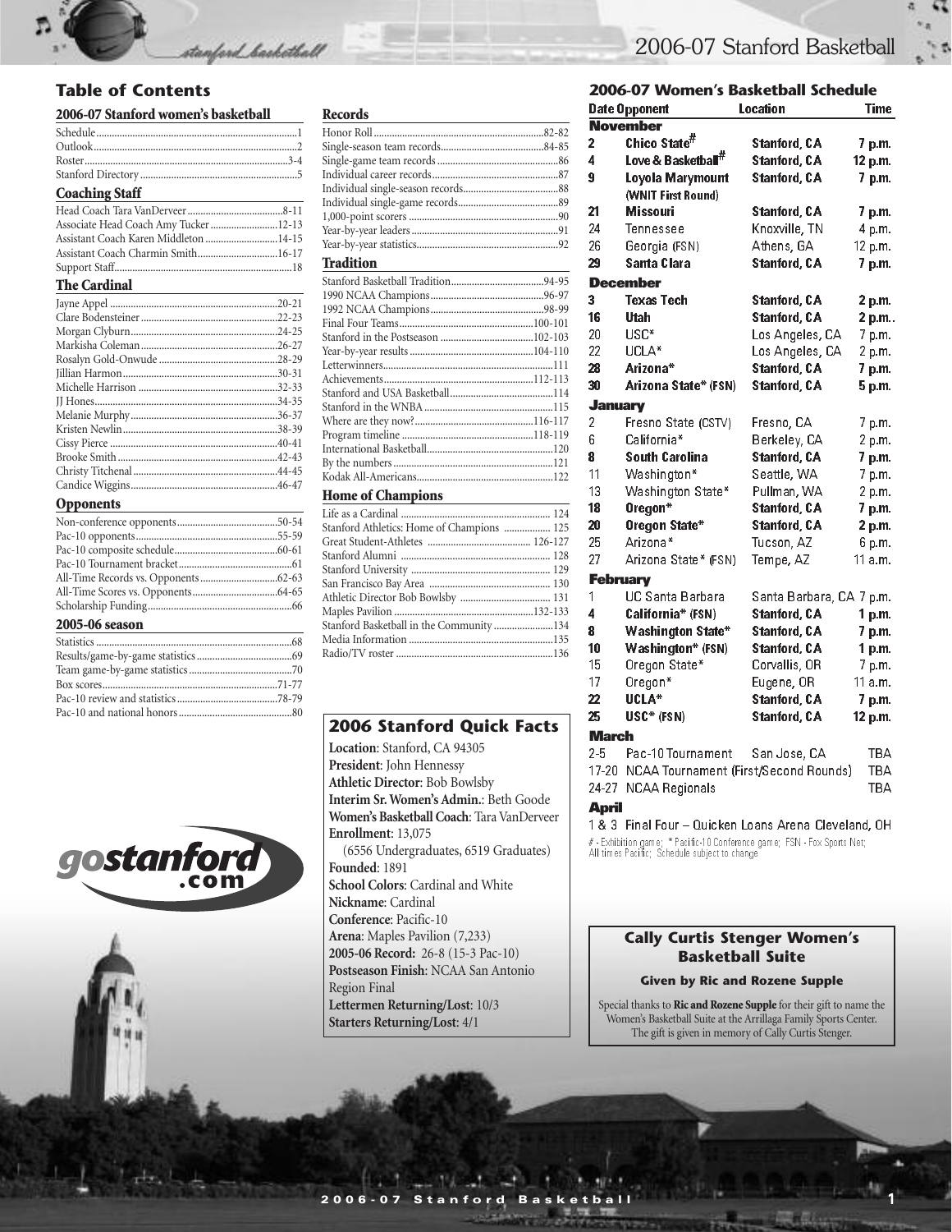## Table of Contents

### 2006-07 Stanford women's basketball

Schedule....1
Outlook....2
Roster....3-4
Stanford Directory....5

### Coaching Staff

Head Coach Tara VanDerveer....8-11
Associate Head Coach Amy Tucker....12-13
Assistant Coach Karen Middleton....14-15
Assistant Coach Charmin Smith....16-17
Support Staff....18

### The Cardinal

Jayne Appel....20-21
Clare Bodensteiner....22-23
Morgan Clyburn....24-25
Markisha Coleman....26-27
Rosalyn Gold-Onwude....28-29
Jillian Harmon....30-31
Michelle Harrison....32-33
JJ Hones....34-35
Melanie Murphy....36-37
Kristen Newlin....38-39
Cissy Pierce....40-41
Brooke Smith....42-43
Christy Titchenal....44-45
Candice Wiggins....46-47

### Opponents

Non-conference opponents....50-54
Pac-10 opponents....55-59
Pac-10 composite schedule....60-61
Pac-10 Tournament bracket....61
All-Time Records vs. Opponents....62-63
All-Time Scores vs. Opponents....64-65
Scholarship Funding....66

### 2005-06 season

Statistics....68
Results/game-by-game statistics....69
Team game-by-game statistics....70
Box scores....71-77
Pac-10 review and statistics....78-79
Pac-10 and national honors....80

### Records

Honor Roll....82-82
Single-season team records....84-85
Single-game team records....86
Individual career records....87
Individual single-season records....88
Individual single-game records....89
1,000-point scorers....90
Year-by-year leaders....91
Year-by-year statistics....92

### Tradition

Stanford Basketball Tradition....94-95
1990 NCAA Champions....96-97
1992 NCAA Champions....98-99
Final Four Teams....100-101
Stanford in the Postseason....102-103
Year-by-year results....104-110
Letterwinners....111
Achievements....112-113
Stanford and USA Basketball....114
Stanford in the WNBA....115
Where are they now?....116-117
Program timeline....118-119
International Basketball....120
By the numbers....121
Kodak All-Americans....122

### Home of Champions

Life as a Cardinal....124
Stanford Athletics: Home of Champions....125
Great Student-Athletes....126-127
Stanford Alumni....128
Stanford University....129
San Francisco Bay Area....130
Athletic Director Bob Bowlsby....131
Maples Pavilion....132-133
Stanford Basketball in the Community....134
Media Information....135
Radio/TV roster....136

gostanford.com

## 2006 Stanford Quick Facts

**Location**: Stanford, CA 94305
**President**: John Hennessy
**Athletic Director**: Bob Bowlsby
**Interim Sr. Women's Admin.**: Beth Goode
**Women's Basketball Coach**: Tara VanDerveer
**Enrollment**: 13,075
(6556 Undergraduates, 6519 Graduates)
**Founded**: 1891
**School Colors**: Cardinal and White
**Nickname**: Cardinal
**Conference**: Pacific-10
**Arena**: Maples Pavilion (7,233)
**2005-06 Record:** 26-8 (15-3 Pac-10)
**Postseason Finish**: NCAA San Antonio Region Final
**Lettermen Returning/Lost**: 10/3
**Starters Returning/Lost**: 4/1

## 2006-07 Women's Basketball Schedule

| Date | Opponent | Location | Time |
|---|---|---|---|
| **November** | | | |
| **2** | **Chico State#** | **Stanford, CA** | **7 p.m.** |
| **4** | **Love & Basketball#** | **Stanford, CA** | **12 p.m.** |
| **9** | **Loyola Marymount (WNIT First Round)** | **Stanford, CA** | **7 p.m.** |
| **21** | **Missouri** | **Stanford, CA** | **7 p.m.** |
| 24 | Tennessee | Knoxville, TN | 4 p.m. |
| 26 | Georgia (FSN) | Athens, GA | 12 p.m. |
| **29** | **Santa Clara** | **Stanford, CA** | **7 p.m.** |
| **December** | | | |
| **3** | **Texas Tech** | **Stanford, CA** | **2 p.m.** |
| **16** | **Utah** | **Stanford, CA** | **2 p.m.** |
| 20 | USC* | Los Angeles, CA | 7 p.m. |
| 22 | UCLA* | Los Angeles, CA | 2 p.m. |
| **28** | **Arizona*** | **Stanford, CA** | **7 p.m.** |
| **30** | **Arizona State* (FSN)** | **Stanford, CA** | **5 p.m.** |
| **January** | | | |
| 2 | Fresno State (CSTV) | Fresno, CA | 7 p.m. |
| 6 | California* | Berkeley, CA | 2 p.m. |
| **8** | **South Carolina** | **Stanford, CA** | **7 p.m.** |
| 11 | Washington* | Seattle, WA | 7 p.m. |
| 13 | Washington State* | Pullman, WA | 2 p.m. |
| **18** | **Oregon*** | **Stanford, CA** | **7 p.m.** |
| **20** | **Oregon State*** | **Stanford, CA** | **2 p.m.** |
| 25 | Arizona* | Tucson, AZ | 6 p.m. |
| 27 | Arizona State* (FSN) | Tempe, AZ | 11 a.m. |
| **February** | | | |
| 1 | UC Santa Barbara | Santa Barbara, CA | 7 p.m. |
| **4** | **California* (FSN)** | **Stanford, CA** | **1 p.m.** |
| **8** | **Washington State*** | **Stanford, CA** | **7 p.m.** |
| **10** | **Washington* (FSN)** | **Stanford, CA** | **1 p.m.** |
| 15 | Oregon State* | Corvallis, OR | 7 p.m. |
| 17 | Oregon* | Eugene, OR | 11 a.m. |
| **22** | **UCLA*** | **Stanford, CA** | **7 p.m.** |
| **25** | **USC* (FSN)** | **Stanford, CA** | **12 p.m.** |
| **March** | | | |
| 2-5 | Pac-10 Tournament | San Jose, CA | TBA |
| 17-20 | NCAA Tournament (First/Second Rounds) | | TBA |
| 24-27 | NCAA Regionals | | TBA |
| **April** | | | |
| 1 & 3 | Final Four – Quicken Loans Arena Cleveland, OH | | |

# - Exhibition game; * Pacific-10 Conference game; FSN - Fox Sports Net; All times Pacific; Schedule subject to change

### Cally Curtis Stenger Women's Basketball Suite

**Given by Ric and Rozene Supple**

Special thanks to **Ric and Rozene Supple** for their gift to name the Women's Basketball Suite at the Arrillaga Family Sports Center. The gift is given in memory of Cally Curtis Stenger.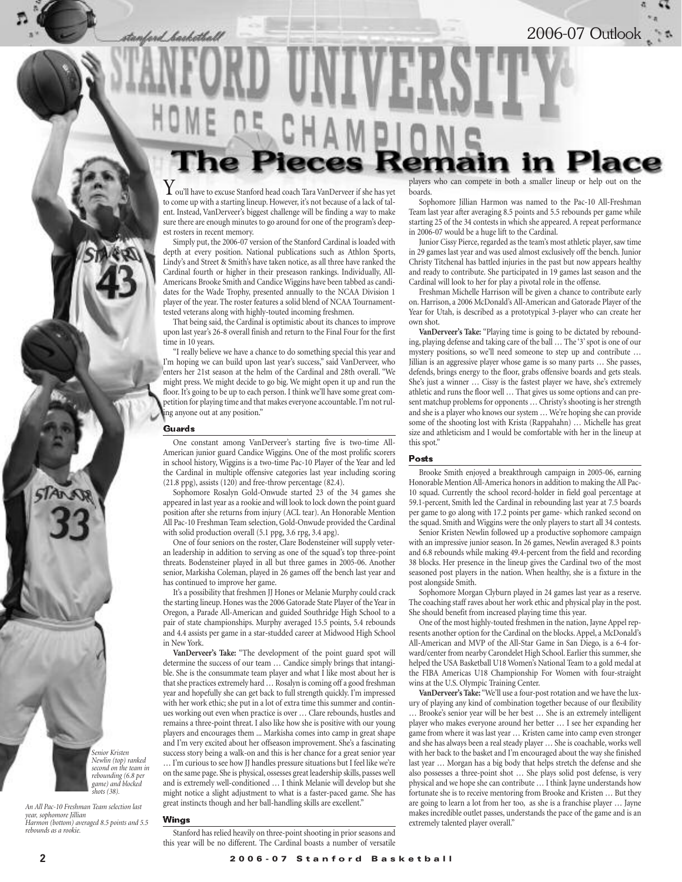# The Pieces Remain in Place

You'll have to excuse Stanford head coach Tara VanDerveer if she has yet to come up with a starting lineup. However, it's not because of a lack of talent. Instead, VanDerveer's biggest challenge will be finding a way to make sure there are enough minutes to go around for one of the program's deepest rosters in recent memory.

Simply put, the 2006-07 version of the Stanford Cardinal is loaded with depth at every position. National publications such as Athlon Sports, Lindy's and Street & Smith's have taken notice, as all three have ranked the Cardinal fourth or higher in their preseason rankings. Individually, All-Americans Brooke Smith and Candice Wiggins have been tabbed as candidates for the Wade Trophy, presented annually to the NCAA Division 1 player of the year. The roster features a solid blend of NCAA Tournament-tested veterans along with highly-touted incoming freshmen.

That being said, the Cardinal is optimistic about its chances to improve upon last year's 26-8 overall finish and return to the Final Four for the first time in 10 years.

"I really believe we have a chance to do something special this year and I'm hoping we can build upon last year's success," said VanDerveer, who enters her 21st season at the helm of the Cardinal and 28th overall. "We might press. We might decide to go big. We might open it up and run the floor. It's going to be up to each person. I think we'll have some great competition for playing time and that makes everyone accountable. I'm not ruling anyone out at any position."

## Guards

One constant among VanDerveer's starting five is two-time All-American junior guard Candice Wiggins. One of the most prolific scorers in school history, Wiggins is a two-time Pac-10 Player of the Year and led the Cardinal in multiple offensive categories last year including scoring (21.8 ppg), assists (120) and free-throw percentage (82.4).

Sophomore Rosalyn Gold-Onwude started 23 of the 34 games she appeared in last year as a rookie and will look to lock down the point guard position after she returns from injury (ACL tear). An Honorable Mention All Pac-10 Freshman Team selection, Gold-Onwude provided the Cardinal with solid production overall (5.1 ppg, 3.6 rpg, 3.4 apg).

One of four seniors on the roster, Clare Bodensteiner will supply veteran leadership in addition to serving as one of the squad's top three-point threats. Bodensteiner played in all but three games in 2005-06. Another senior, Markisha Coleman, played in 26 games off the bench last year and has continued to improve her game.

It's a possibility that freshmen JJ Hones or Melanie Murphy could crack the starting lineup. Hones was the 2006 Gatorade State Player of the Year in Oregon, a Parade All-American and guided Southridge High School to a pair of state championships. Murphy averaged 15.5 points, 5.4 rebounds and 4.4 assists per game in a star-studded career at Midwood High School in New York.

**VanDerveer's Take:** "The development of the point guard spot will determine the success of our team … Candice simply brings that intangible. She is the consummate team player and what I like most about her is that she practices extremely hard … Rosalyn is coming off a good freshman year and hopefully she can get back to full strength quickly. I'm impressed with her work ethic; she put in a lot of extra time this summer and continues working out even when practice is over … Clare rebounds, hustles and remains a three-point threat. I also like how she is positive with our young players and encourages them ... Markisha comes into camp in great shape and I'm very excited about her offseason improvement. She's a fascinating success story being a walk-on and this is her chance for a great senior year … I'm curious to see how JJ handles pressure situations but I feel like we're on the same page. She is physical, ossesses great leadership skills, passes well and is extremely well-conditioned … I think Melanie will develop but she might notice a slight adjustment to what is a faster-paced game. She has great instincts though and her ball-handling skills are excellent."

## Wings

Stanford has relied heavily on three-point shooting in prior seasons and this year will be no different. The Cardinal boasts a number of versatile players who can compete in both a smaller lineup or help out on the boards.

Sophomore Jillian Harmon was named to the Pac-10 All-Freshman Team last year after averaging 8.5 points and 5.5 rebounds per game while starting 25 of the 34 contests in which she appeared. A repeat performance in 2006-07 would be a huge lift to the Cardinal.

Junior Cissy Pierce, regarded as the team's most athletic player, saw time in 29 games last year and was used almost exclusively off the bench. Junior Christy Titchenal has battled injuries in the past but now appears healthy and ready to contribute. She participated in 19 games last season and the Cardinal will look to her for play a pivotal role in the offense.

Freshman Michelle Harrison will be given a chance to contribute early on. Harrison, a 2006 McDonald's All-American and Gatorade Player of the Year for Utah, is described as a prototypical 3-player who can create her own shot.

**VanDerveer's Take:** "Playing time is going to be dictated by rebounding, playing defense and taking care of the ball … The '3' spot is one of our mystery positions, so we'll need someone to step up and contribute … Jillian is an aggressive player whose game is so many parts … She passes, defends, brings energy to the floor, grabs offensive boards and gets steals. She's just a winner … Cissy is the fastest player we have, she's extremely athletic and runs the floor well … That gives us some options and can present matchup problems for opponents … Christy's shooting is her strength and she is a player who knows our system … We're hoping she can provide some of the shooting lost with Krista (Rappahahn) … Michelle has great size and athleticism and I would be comfortable with her in the lineup at this spot."

## Posts

Brooke Smith enjoyed a breakthrough campaign in 2005-06, earning Honorable Mention All-America honors in addition to making the All Pac-10 squad. Currently the school record-holder in field goal percentage at 59.1-percent, Smith led the Cardinal in rebounding last year at 7.5 boards per game to go along with 17.2 points per game- which ranked second on the squad. Smith and Wiggins were the only players to start all 34 contests.

Senior Kristen Newlin followed up a productive sophomore campaign with an impressive junior season. In 26 games, Newlin averaged 8.3 points and 6.8 rebounds while making 49.4-percent from the field and recording 38 blocks. Her presence in the lineup gives the Cardinal two of the most seasoned post players in the nation. When healthy, she is a fixture in the post alongside Smith.

Sophomore Morgan Clyburn played in 24 games last year as a reserve. The coaching staff raves about her work ethic and physical play in the post. She should benefit from increased playing time this year.

One of the most highly-touted freshmen in the nation, Jayne Appel represents another option for the Cardinal on the blocks. Appel, a McDonald's All-American and MVP of the All-Star Game in San Diego, is a 6-4 forward/center from nearby Carondelet High School. Earlier this summer, she helped the USA Basketball U18 Women's National Team to a gold medal at the FIBA Americas U18 Championship For Women with four-straight wins at the U.S. Olympic Training Center.

**VanDerveer's Take:** "We'll use a four-post rotation and we have the luxury of playing any kind of combination together because of our flexibility … Brooke's senior year will be her best … She is an extremely intelligent player who makes everyone around her better … I see her expanding her game from where it was last year … Kristen came into camp even stronger and she has always been a real steady player … She is coachable, works well with her back to the basket and I'm encouraged about the way she finished last year … Morgan has a big body that helps stretch the defense and she also possesses a three-point shot … She plays solid post defense, is very physical and we hope she can contribute … I think Jayne understands how fortunate she is to receive mentoring from Brooke and Kristen … But they are going to learn a lot from her too, as she is a franchise player … Jayne makes incredible outlet passes, understands the pace of the game and is an extremely talented player overall."

*Senior Kristen Newlin (top) ranked second on the team in rebounding (6.8 per game) and blocked shots (38).*

*An All Pac-10 Freshman Team selection last year, sophomore Jillian Harmon (bottom) averaged 8.5 points and 5.5 rebounds as a rookie.*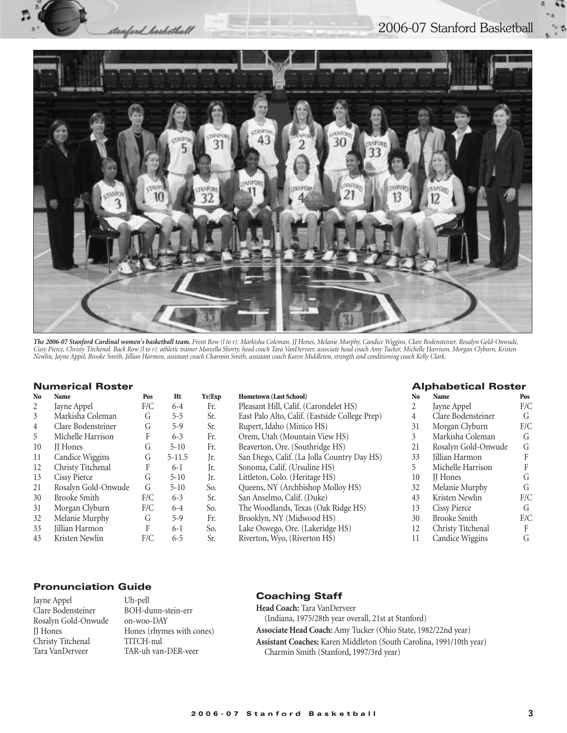*__The 2006-07 Stanford Cardinal women's basketball team.__ Front Row (l to r): Markisha Coleman, JJ Hones, Melanie Murphy, Candice Wiggins, Clare Bodensteiner, Rosalyn Gold-Onwude, Cissy Pierce, Christy Titchenal. Back Row (l to r): athletic trainer Marcella Shorty, head coach Tara VanDerveer, associate head coach Amy Tucker, Michelle Harrison, Morgan Clyburn, Kristen Newlin, Jayne Appel, Brooke Smith, Jillian Harmon, assistant coach Charmin Smith, assistant coach Karen Middleton, strength and conditioning coach Kelly Clark.*

## Numerical Roster

| No | Name | Pos | Ht | Yr/Exp | Hometown (Last School) |
|---|---|---|---|---|---|
| 2 | Jayne Appel | F/C | 6-4 | Fr. | Pleasant Hill, Calif. (Carondelet HS) |
| 3 | Markisha Coleman | G | 5-5 | Sr. | East Palo Alto, Calif. (Eastside College Prep) |
| 4 | Clare Bodensteiner | G | 5-9 | Sr. | Rupert, Idaho (Minico HS) |
| 5 | Michelle Harrison | F | 6-3 | Fr. | Orem, Utah (Mountain View HS) |
| 10 | JJ Hones | G | 5-10 | Fr. | Beaverton, Ore. (Southridge HS) |
| 11 | Candice Wiggins | G | 5-11.5 | Jr. | San Diego, Calif. (La Jolla Country Day HS) |
| 12 | Christy Titchenal | F | 6-1 | Jr. | Sonoma, Calif. (Ursuline HS) |
| 13 | Cissy Pierce | G | 5-10 | Jr. | Littleton, Colo. (Heritage HS) |
| 21 | Rosalyn Gold-Onwude | G | 5-10 | So. | Queens, NY (Archbishop Molloy HS) |
| 30 | Brooke Smith | F/C | 6-3 | Sr. | San Anselmo, Calif. (Duke) |
| 31 | Morgan Clyburn | F/C | 6-4 | So. | The Woodlands, Texas (Oak Ridge HS) |
| 32 | Melanie Murphy | G | 5-9 | Fr. | Brooklyn, NY (Midwood HS) |
| 33 | Jillian Harmon | F | 6-1 | So. | Lake Oswego, Ore. (Lakeridge HS) |
| 43 | Kristen Newlin | F/C | 6-5 | Sr. | Riverton, Wyo, (Riverton HS) |

## Alphabetical Roster

| No | Name | Pos |
|---|---|---|
| 2 | Jayne Appel | F/C |
| 4 | Clare Bodensteiner | G |
| 31 | Morgan Clyburn | F/C |
| 3 | Markisha Coleman | G |
| 21 | Rosalyn Gold-Onwude | G |
| 33 | Jillian Harmon | F |
| 5 | Michelle Harrison | F |
| 10 | JJ Hones | G |
| 32 | Melanie Murphy | G |
| 43 | Kristen Newlin | F/C |
| 13 | Cissy Pierce | G |
| 30 | Brooke Smith | F/C |
| 12 | Christy Titchenal | F |
| 11 | Candice Wiggins | G |

## Pronunciation Guide

| | |
|---|---|
| Jayne Appel | Uh-pell |
| Clare Bodensteiner | BOH-dunn-stein-err |
| Rosalyn Gold-Onwude | on-woo-DAY |
| JJ Hones | Hones (rhymes with cones) |
| Christy Titchenal | TITCH-nul |
| Tara VanDerveer | TAR-uh van-DER-veer |

## Coaching Staff

**Head Coach:** Tara VanDerveer
(Indiana, 1975/28th year overall, 21st at Stanford)

**Associate Head Coach:** Amy Tucker (Ohio State, 1982/22nd year)

**Assistant Coaches:** Karen Middleton (South Carolina, 1991/10th year)
Charmin Smith (Stanford, 1997/3rd year)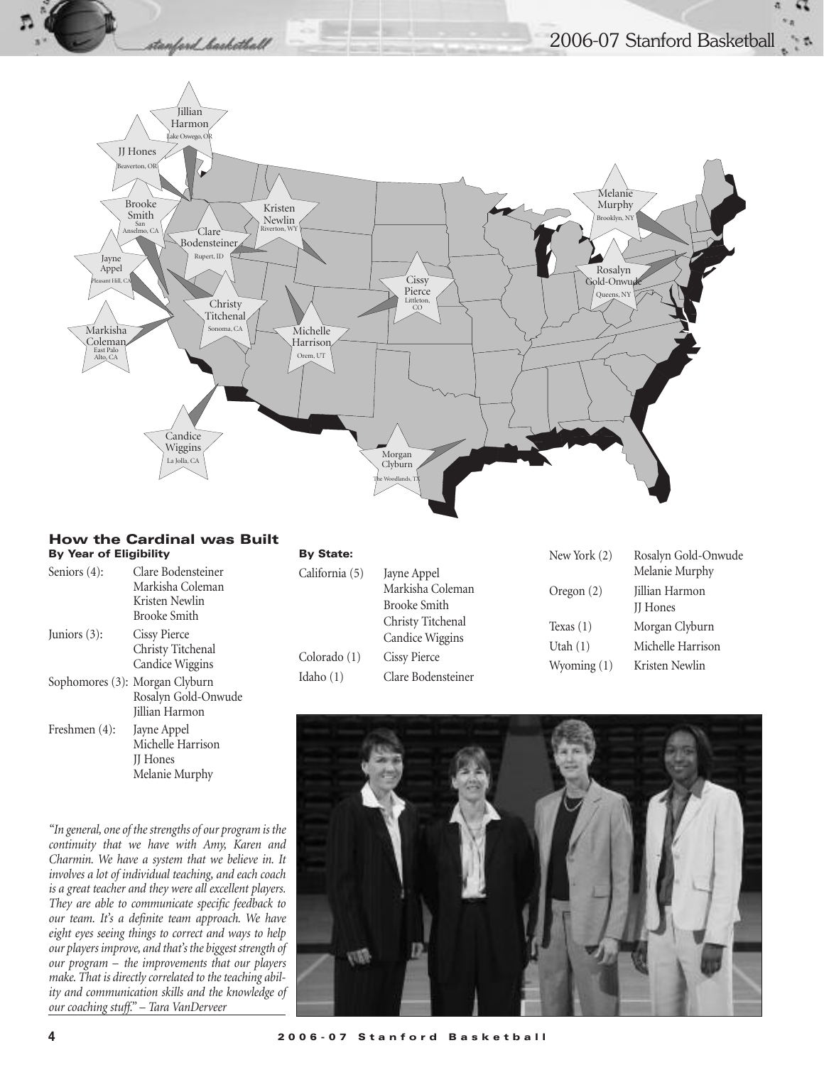## How the Cardinal was Built

### By Year of Eligibility

| | |
|---|---|
| Seniors (4): | Clare Bodensteiner<br>Markisha Coleman<br>Kristen Newlin<br>Brooke Smith |
| Juniors (3): | Cissy Pierce<br>Christy Titchenal<br>Candice Wiggins |
| Sophomores (3): | Morgan Clyburn<br>Rosalyn Gold-Onwude<br>Jillian Harmon |
| Freshmen (4): | Jayne Appel<br>Michelle Harrison<br>JJ Hones<br>Melanie Murphy |

### By State:

| | |
|---|---|
| California (5) | Jayne Appel<br>Markisha Coleman<br>Brooke Smith<br>Christy Titchenal<br>Candice Wiggins |
| Colorado (1) | Cissy Pierce |
| Idaho (1) | Clare Bodensteiner |
| New York (2) | Rosalyn Gold-Onwude<br>Melanie Murphy |
| Oregon (2) | Jillian Harmon<br>JJ Hones |
| Texas (1) | Morgan Clyburn |
| Utah (1) | Michelle Harrison |
| Wyoming (1) | Kristen Newlin |

*"In general, one of the strengths of our program is the continuity that we have with Amy, Karen and Charmin. We have a system that we believe in. It involves a lot of individual teaching, and each coach is a great teacher and they were all excellent players. They are able to communicate specific feedback to our team. It's a definite team approach. We have eight eyes seeing things to correct and ways to help our players improve, and that's the biggest strength of our program – the improvements that our players make. That is directly correlated to the teaching ability and communication skills and the knowledge of our coaching stuff." – Tara VanDerveer*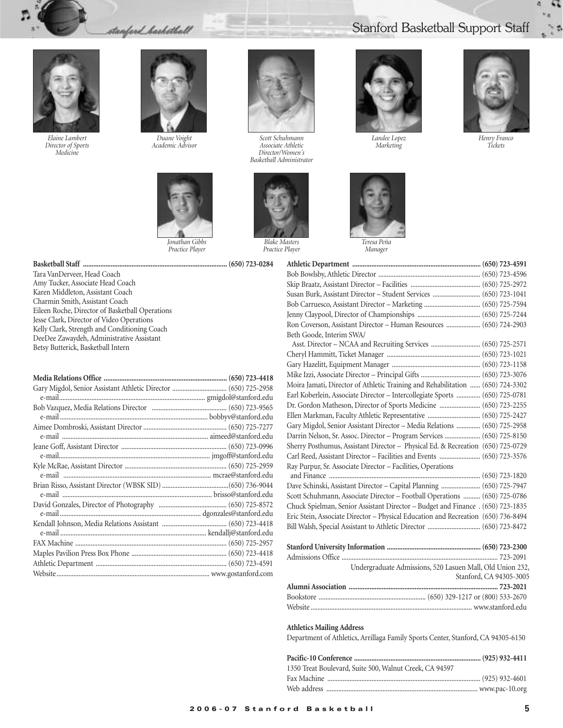# Stanford Basketball Support Staff

*Elaine Lambert*
*Director of Sports Medicine*

*Duane Voight*
*Academic Advisor*

*Scott Schuhmann*
*Associate Athletic Director/Women's Basketball Administrator*

*Landee Lopez*
*Marketing*

*Henry Franco*
*Tickets*

*Jonathan Gibbs*
*Practice Player*

*Blake Masters*
*Practice Player*

*Teresa Peña*
*Manager*

**Basketball Staff .................................................. (650) 723-0284**

Tara VanDerveer, Head Coach
Amy Tucker, Associate Head Coach
Karen Middleton, Assistant Coach
Charmin Smith, Assistant Coach
Eileen Roche, Director of Basketball Operations
Jesse Clark, Director of Video Operations
Kelly Clark, Strength and Conditioning Coach
DeeDee Zawaydeh, Administrative Assistant
Betsy Butterick, Basketball Intern

**Media Relations Office .................................................. (650) 723-4418**

Gary Migdol, Senior Assistant Athletic Director .................. (650) 725-2958
e-mail.................................................. gmigdol@stanford.edu
Bob Vazquez, Media Relations Director .................. (650) 723-9565
e-mail.................................................. bobbyv@stanford.edu
Aimee Dombroski, Assistant Director .................. (650) 725-7277
e-mail .................................................. aimeed@stanford.edu
Jeane Goff, Assistant Director .................. (650) 723-0996
e-mail.................................................. jmgoff@stanford.edu
Kyle McRae, Assistant Director .................. (650) 725-2959
e-mail .................................................. mcrae@stanford.edu
Brian Risso, Assistant Director (WBSK SID) ..................(650) 736-9044
e-mail .................................................. brisso@stanford.edu
David Gonzales, Director of Photography .................. (650) 725-8572
e-mail.................................................. dgonzales@stanford.edu
Kendall Johnson, Media Relations Assistant .................. (650) 723-4418
e-mail.................................................. kendallj@stanford.edu
FAX Machine .................................................. (650) 725-2957
Maples Pavilion Press Box Phone .................. (650) 723-4418
Athletic Department .................................................. (650) 723-4591
Website.................................................. www.gostanford.com

**Athletic Department .................................................. (650) 723-4591**

Bob Bowlsby, Athletic Director .................. (650) 723-4596
Skip Braatz, Assistant Director – Facilities .................. (650) 725-2972
Susan Burk, Assistant Director – Student Services .................. (650) 723-1041
Bob Carruesco, Assistant Director – Marketing .................. (650) 725-7594
Jenny Claypool, Director of Championships .................. (650) 725-7244
Ron Coverson, Assistant Director – Human Resources .................. (650) 724-2903
Beth Goode, Interim SWA/
Asst. Director – NCAA and Recruiting Services .................. (650) 725-2571
Cheryl Hammitt, Ticket Manager .................. (650) 723-1021
Gary Hazelitt, Equipment Manager .................. (650) 723-1158
Mike Izzi, Associate Director – Principal Gifts .................. (650) 723-3076
Moira Jamati, Director of Athletic Training and Rehabilitation .................. (650) 724-3302
Earl Koberlein, Associate Director – Intercollegiate Sports .................. (650) 725-0781
Dr. Gordon Matheson, Director of Sports Medicine .................. (650) 723-2255
Ellen Markman, Faculty Athletic Representative .................. (650) 725-2427
Gary Migdol, Senior Assistant Director – Media Relations .................. (650) 725-2958
Darrin Nelson, Sr. Assoc. Director – Program Services .................. (650) 725-8150
Sherry Posthumus, Assistant Director – Physical Ed. & Recreation (650) 725-0729
Carl Reed, Assistant Director – Facilities and Events .................. (650) 723-3576
Ray Purpur, Sr. Associate Director – Facilities, Operations
and Finance .................................................. (650) 723-1820
Dave Schinski, Assistant Director – Capital Planning .................. (650) 725-7947
Scott Schuhmann, Associate Director – Football Operations .................. (650) 725-0786
Chuck Spielman, Senior Assistant Director – Budget and Finance . (650) 723-1835
Eric Stein, Associate Director – Physical Education and Recreation (650) 736-8494
Bill Walsh, Special Assistant to Athletic Director .................. (650) 723-8472

**Stanford University Information .................................................. (650) 723-2300**

Admissions Office .................................................. 723-2091
Undergraduate Admissions, 520 Lasuen Mall, Old Union 232, Stanford, CA 94305-3005

**Alumni Association .................................................. 723-2021**

Bookstore .................................................. (650) 329-1217 or (800) 533-2670
Website.................................................. www.stanford.edu

**Athletics Mailing Address**

Department of Athletics, Arrillaga Family Sports Center, Stanford, CA 94305-6150

**Pacific-10 Conference .................................................. (925) 932-4411**

1350 Treat Boulevard, Suite 500, Walnut Creek, CA 94597
Fax Machine .................................................. (925) 932-4601
Web address .................................................. www.pac-10.org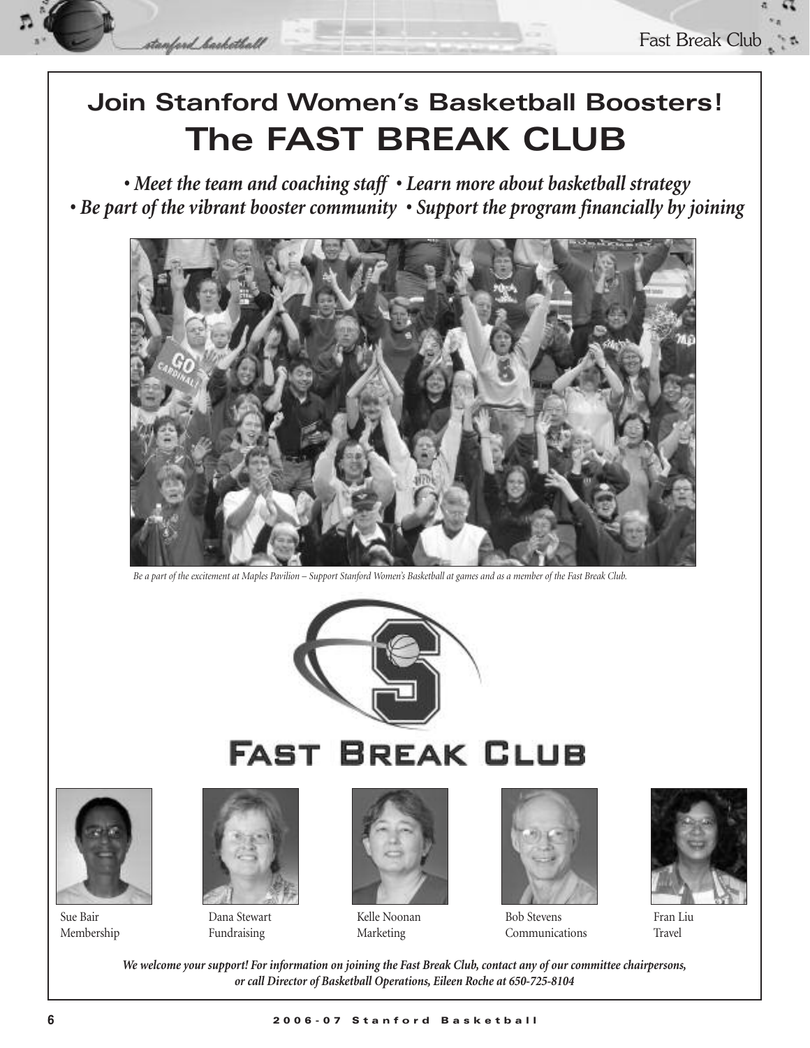# Join Stanford Women's Basketball Boosters!

# The FAST BREAK CLUB

*• Meet the team and coaching staff • Learn more about basketball strategy*
*• Be part of the vibrant booster community • Support the program financially by joining*

*Be a part of the excitement at Maples Pavilion – Support Stanford Women's Basketball at games and as a member of the Fast Break Club.*

FAST BREAK CLUB

Sue Bair
Membership

Dana Stewart
Fundraising

Kelle Noonan
Marketing

Bob Stevens
Communications

Fran Liu
Travel

***We welcome your support! For information on joining the Fast Break Club, contact any of our committee chairpersons, or call Director of Basketball Operations, Eileen Roche at 650-725-8104***